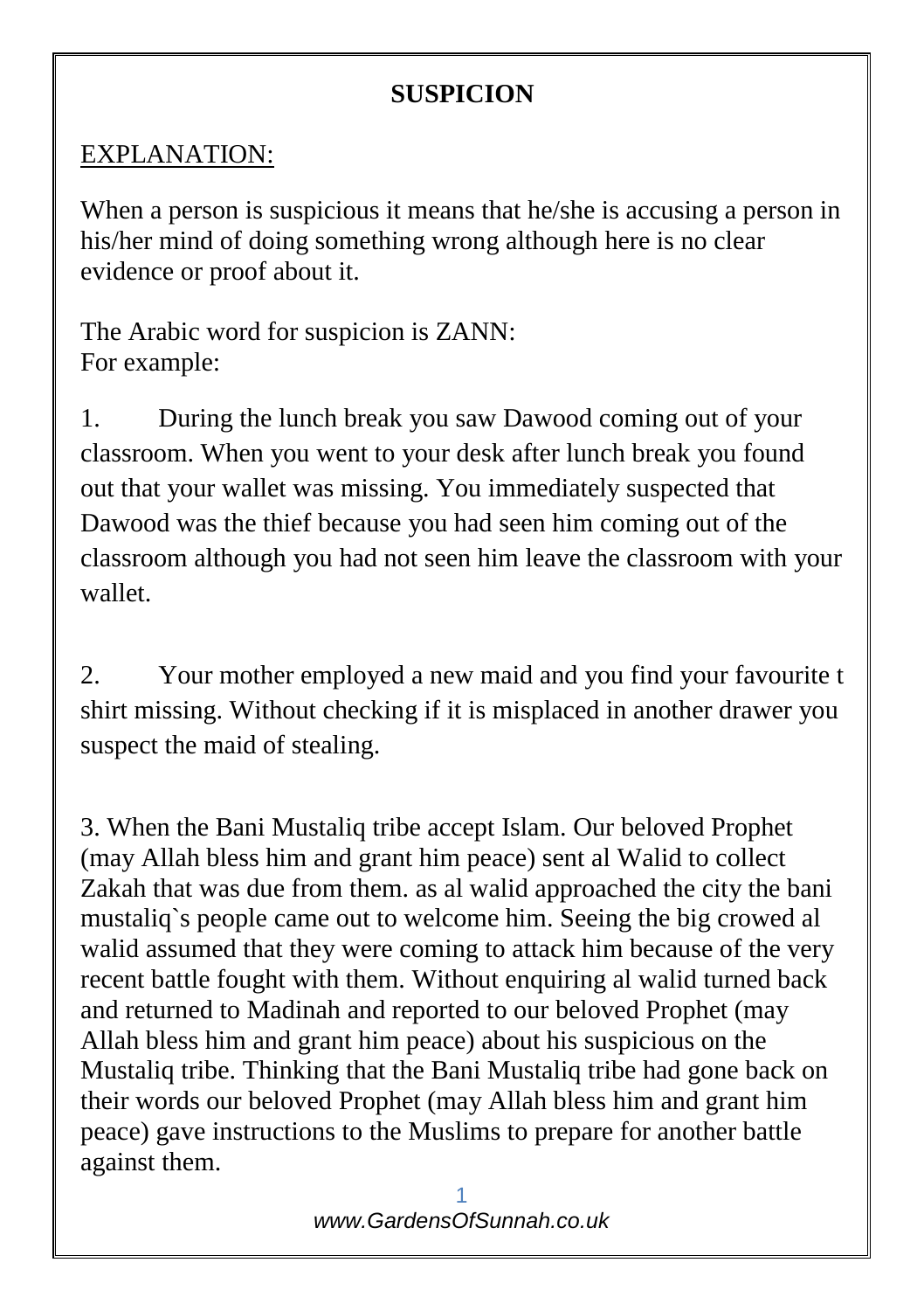# SUSPICION

## EXPLANATION:

When a person is suspicious it means that he/she is accusing a person in his/her mind of doing something wrong although here is no clear evidence or proof about it.

The Arabic word for suspicion is ZANN:
For example:

1. During the lunch break you saw Dawood coming out of your classroom. When you went to your desk after lunch break you found out that your wallet was missing. You immediately suspected that Dawood was the thief because you had seen him coming out of the classroom although you had not seen him leave the classroom with your wallet.

2. Your mother employed a new maid and you find your favourite t shirt missing. Without checking if it is misplaced in another drawer you suspect the maid of stealing.

3. When the Bani Mustaliq tribe accept Islam. Our beloved Prophet (may Allah bless him and grant him peace) sent al Walid to collect Zakah that was due from them. as al walid approached the city the bani mustaliq`s people came out to welcome him. Seeing the big crowed al walid assumed that they were coming to attack him because of the very recent battle fought with them. Without enquiring al walid turned back and returned to Madinah and reported to our beloved Prophet (may Allah bless him and grant him peace) about his suspicious on the Mustaliq tribe. Thinking that the Bani Mustaliq tribe had gone back on their words our beloved Prophet (may Allah bless him and grant him peace) gave instructions to the Muslims to prepare for another battle against them.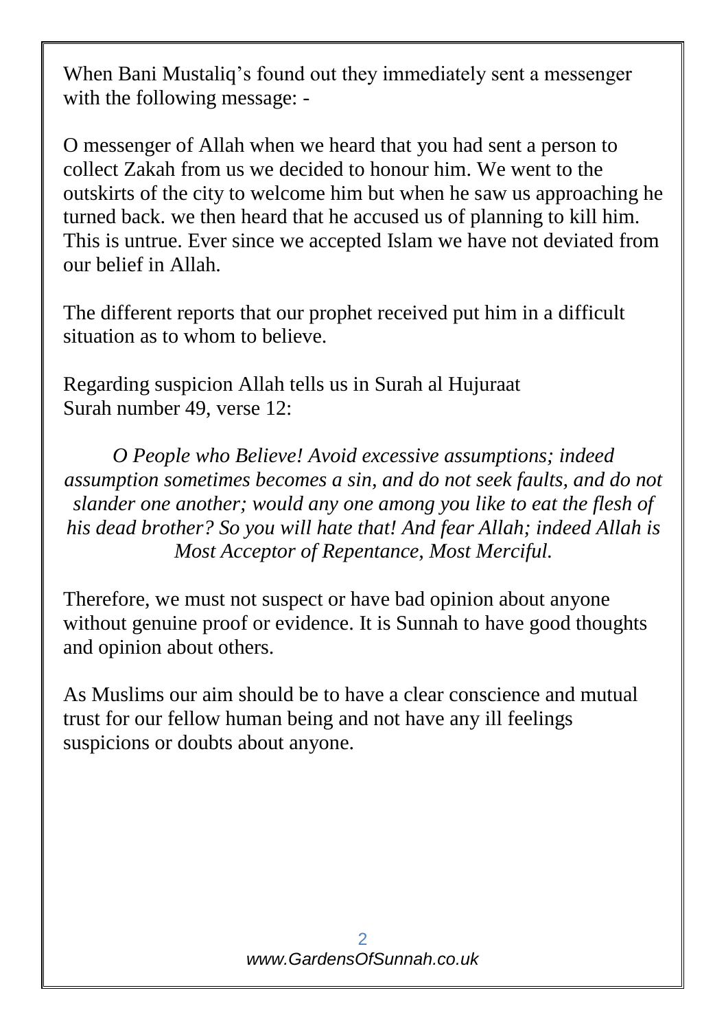When Bani Mustaliq's found out they immediately sent a messenger with the following message: -

O messenger of Allah when we heard that you had sent a person to collect Zakah from us we decided to honour him. We went to the outskirts of the city to welcome him but when he saw us approaching he turned back. we then heard that he accused us of planning to kill him. This is untrue. Ever since we accepted Islam we have not deviated from our belief in Allah.

The different reports that our prophet received put him in a difficult situation as to whom to believe.

Regarding suspicion Allah tells us in Surah al Hujuraat
Surah number 49, verse 12:

*O People who Believe! Avoid excessive assumptions; indeed assumption sometimes becomes a sin, and do not seek faults, and do not slander one another; would any one among you like to eat the flesh of his dead brother? So you will hate that! And fear Allah; indeed Allah is Most Acceptor of Repentance, Most Merciful.*

Therefore, we must not suspect or have bad opinion about anyone without genuine proof or evidence. It is Sunnah to have good thoughts and opinion about others.

As Muslims our aim should be to have a clear conscience and mutual trust for our fellow human being and not have any ill feelings suspicions or doubts about anyone.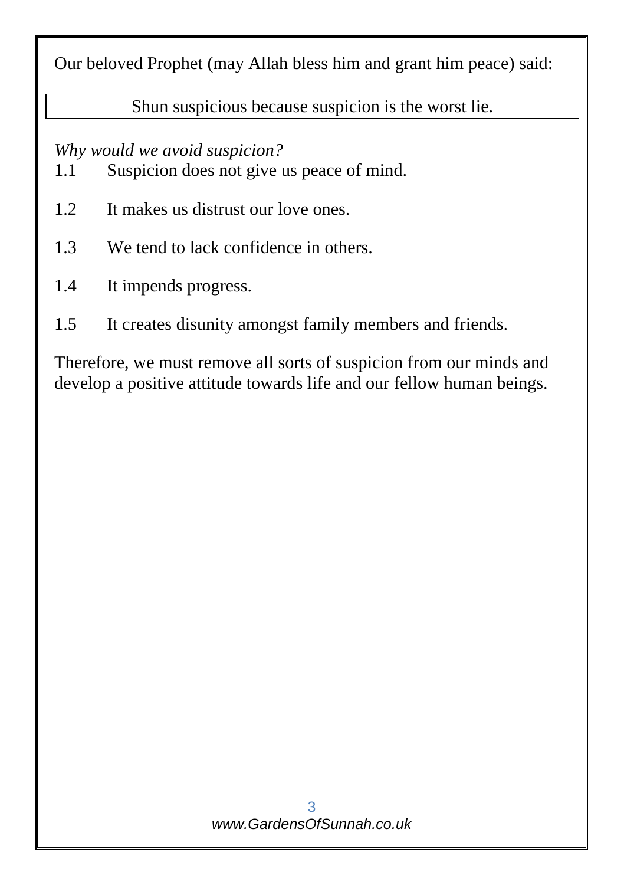Our beloved Prophet (may Allah bless him and grant him peace) said:

| Shun suspicious because suspicion is the worst lie. |
|---|

*Why would we avoid suspicion?*

1.1 Suspicion does not give us peace of mind.

1.2 It makes us distrust our love ones.

1.3 We tend to lack confidence in others.

1.4 It impends progress.

1.5 It creates disunity amongst family members and friends.

Therefore, we must remove all sorts of suspicion from our minds and develop a positive attitude towards life and our fellow human beings.

*www.GardensOfSunnah.co.uk*